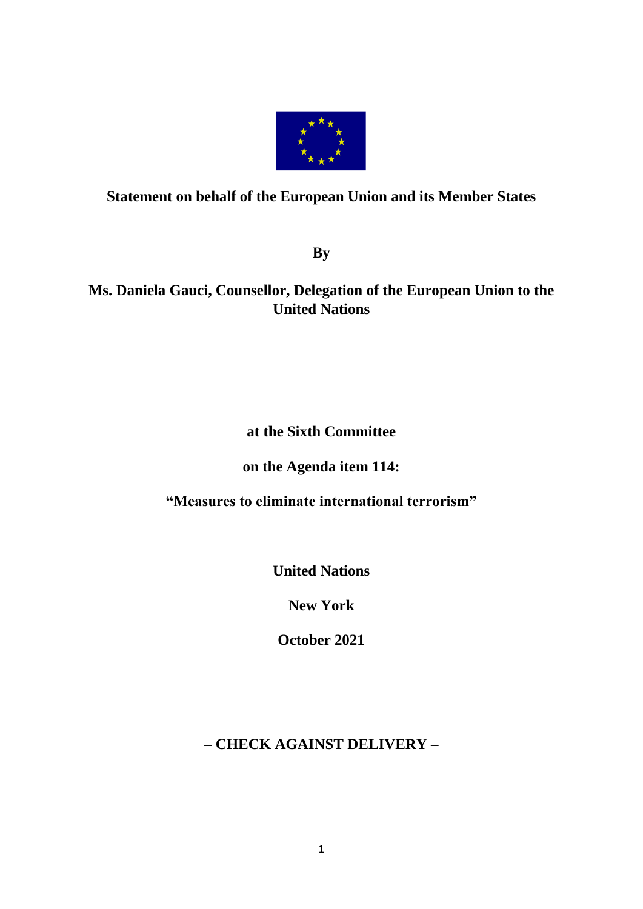**Statement on behalf of the European Union and its Member States**

**By**

**Ms. Daniela Gauci, Counsellor, Delegation of the European Union to the United Nations**

**at the Sixth Committee**

**on the Agenda item 114:**

**"Measures to eliminate international terrorism"**

**United Nations**

**New York**

**October 2021**

**– CHECK AGAINST DELIVERY –**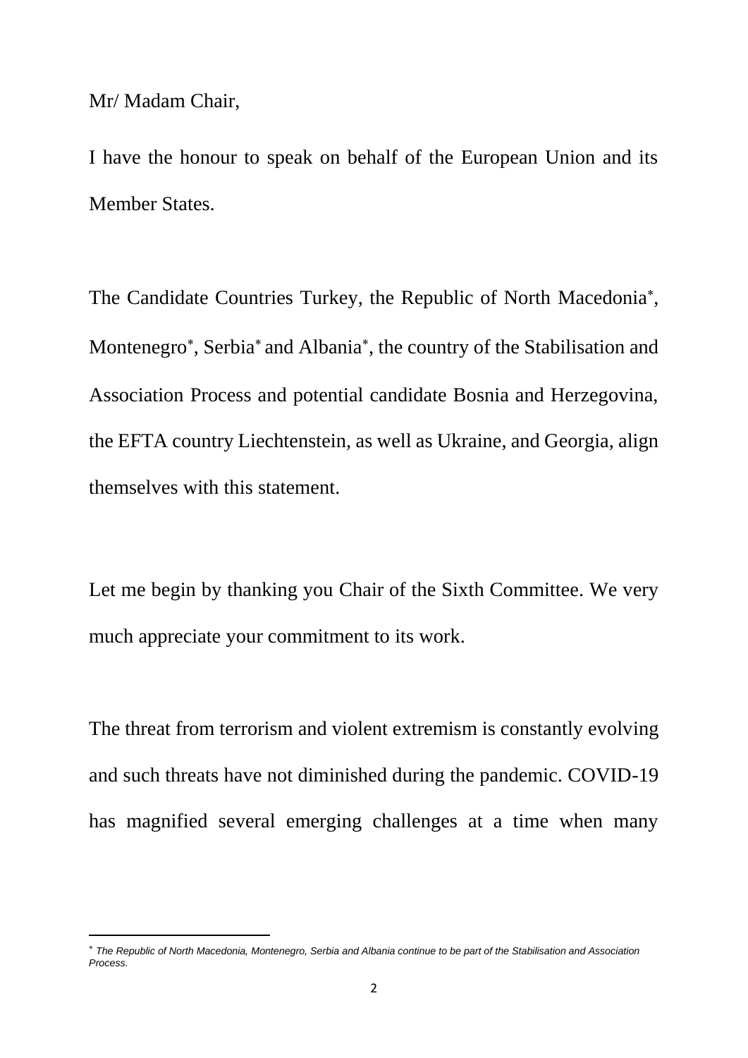Mr/ Madam Chair,

I have the honour to speak on behalf of the European Union and its Member States.

The Candidate Countries Turkey, the Republic of North Macedonia*, Montenegro*, Serbia* and Albania*, the country of the Stabilisation and Association Process and potential candidate Bosnia and Herzegovina, the EFTA country Liechtenstein, as well as Ukraine, and Georgia, align themselves with this statement.

Let me begin by thanking you Chair of the Sixth Committee. We very much appreciate your commitment to its work.

The threat from terrorism and violent extremism is constantly evolving and such threats have not diminished during the pandemic. COVID-19 has magnified several emerging challenges at a time when many

---

* *The Republic of North Macedonia, Montenegro, Serbia and Albania continue to be part of the Stabilisation and Association Process.*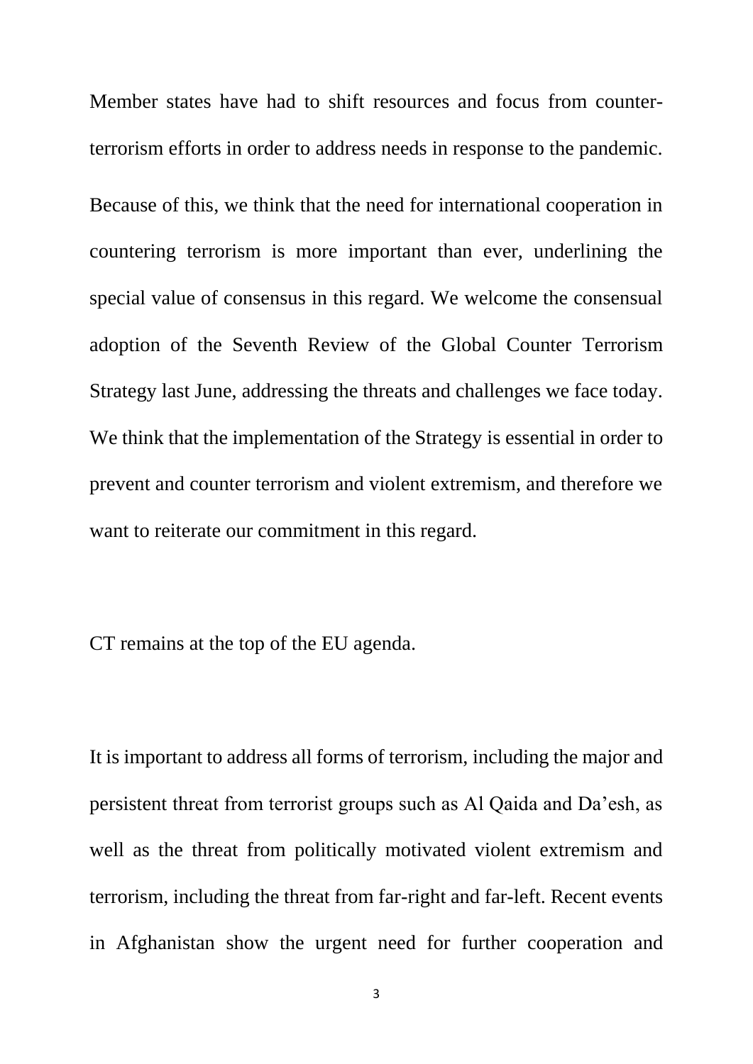Member states have had to shift resources and focus from counter-terrorism efforts in order to address needs in response to the pandemic. Because of this, we think that the need for international cooperation in countering terrorism is more important than ever, underlining the special value of consensus in this regard. We welcome the consensual adoption of the Seventh Review of the Global Counter Terrorism Strategy last June, addressing the threats and challenges we face today. We think that the implementation of the Strategy is essential in order to prevent and counter terrorism and violent extremism, and therefore we want to reiterate our commitment in this regard.

CT remains at the top of the EU agenda.

It is important to address all forms of terrorism, including the major and persistent threat from terrorist groups such as Al Qaida and Da'esh, as well as the threat from politically motivated violent extremism and terrorism, including the threat from far-right and far-left. Recent events in Afghanistan show the urgent need for further cooperation and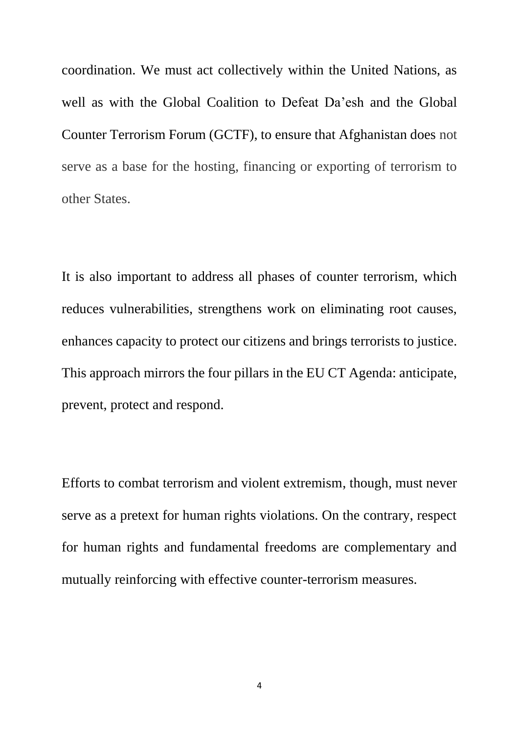coordination. We must act collectively within the United Nations, as well as with the Global Coalition to Defeat Da'esh and the Global Counter Terrorism Forum (GCTF), to ensure that Afghanistan does not serve as a base for the hosting, financing or exporting of terrorism to other States.

It is also important to address all phases of counter terrorism, which reduces vulnerabilities, strengthens work on eliminating root causes, enhances capacity to protect our citizens and brings terrorists to justice. This approach mirrors the four pillars in the EU CT Agenda: anticipate, prevent, protect and respond.

Efforts to combat terrorism and violent extremism, though, must never serve as a pretext for human rights violations. On the contrary, respect for human rights and fundamental freedoms are complementary and mutually reinforcing with effective counter-terrorism measures.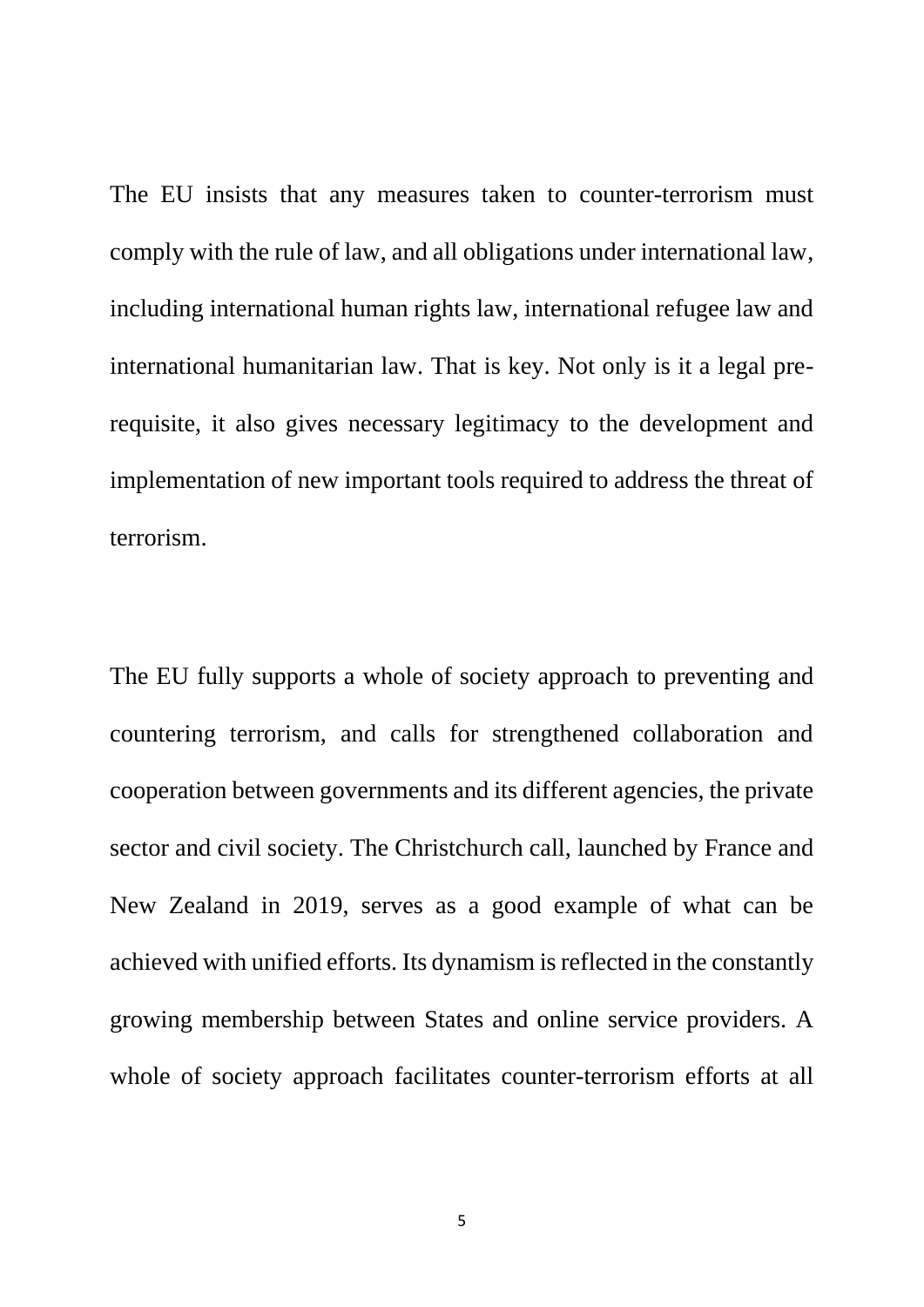The EU insists that any measures taken to counter-terrorism must comply with the rule of law, and all obligations under international law, including international human rights law, international refugee law and international humanitarian law. That is key. Not only is it a legal pre-requisite, it also gives necessary legitimacy to the development and implementation of new important tools required to address the threat of terrorism.

The EU fully supports a whole of society approach to preventing and countering terrorism, and calls for strengthened collaboration and cooperation between governments and its different agencies, the private sector and civil society. The Christchurch call, launched by France and New Zealand in 2019, serves as a good example of what can be achieved with unified efforts. Its dynamism is reflected in the constantly growing membership between States and online service providers. A whole of society approach facilitates counter-terrorism efforts at all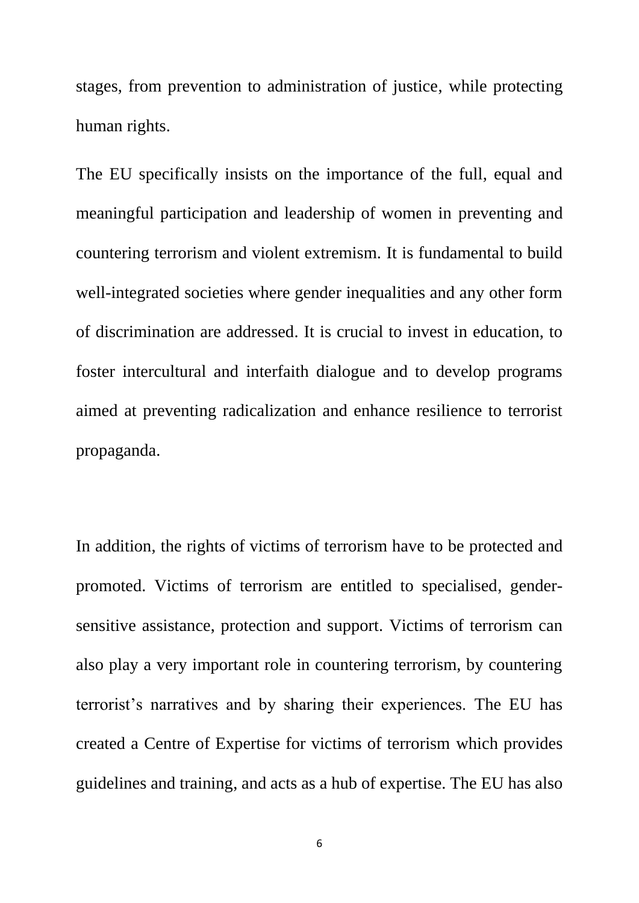stages, from prevention to administration of justice, while protecting human rights.

The EU specifically insists on the importance of the full, equal and meaningful participation and leadership of women in preventing and countering terrorism and violent extremism. It is fundamental to build well-integrated societies where gender inequalities and any other form of discrimination are addressed. It is crucial to invest in education, to foster intercultural and interfaith dialogue and to develop programs aimed at preventing radicalization and enhance resilience to terrorist propaganda.

In addition, the rights of victims of terrorism have to be protected and promoted. Victims of terrorism are entitled to specialised, gender-sensitive assistance, protection and support. Victims of terrorism can also play a very important role in countering terrorism, by countering terrorist's narratives and by sharing their experiences. The EU has created a Centre of Expertise for victims of terrorism which provides guidelines and training, and acts as a hub of expertise. The EU has also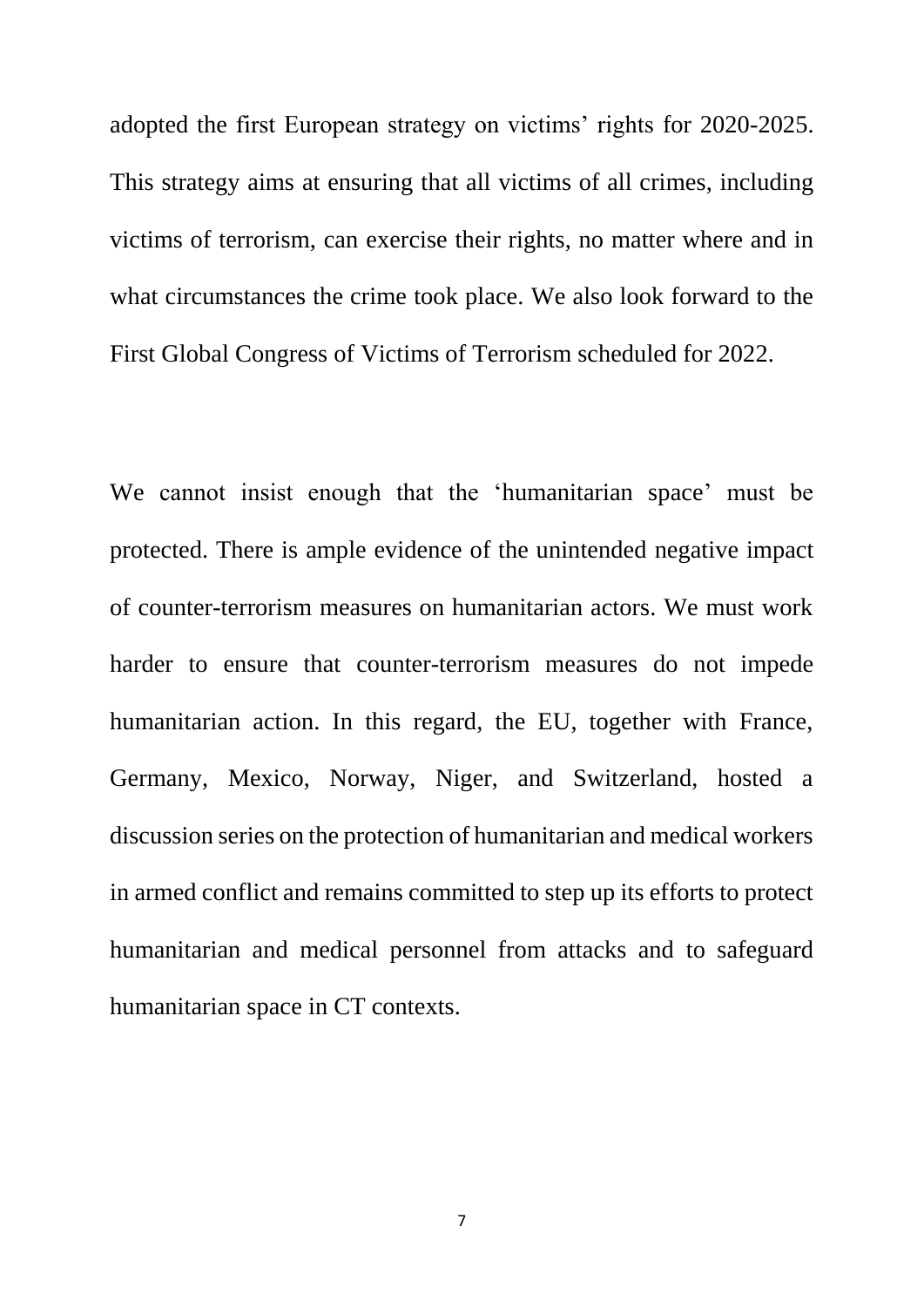adopted the first European strategy on victims' rights for 2020-2025. This strategy aims at ensuring that all victims of all crimes, including victims of terrorism, can exercise their rights, no matter where and in what circumstances the crime took place. We also look forward to the First Global Congress of Victims of Terrorism scheduled for 2022.

We cannot insist enough that the 'humanitarian space' must be protected. There is ample evidence of the unintended negative impact of counter-terrorism measures on humanitarian actors. We must work harder to ensure that counter-terrorism measures do not impede humanitarian action. In this regard, the EU, together with France, Germany, Mexico, Norway, Niger, and Switzerland, hosted a discussion series on the protection of humanitarian and medical workers in armed conflict and remains committed to step up its efforts to protect humanitarian and medical personnel from attacks and to safeguard humanitarian space in CT contexts.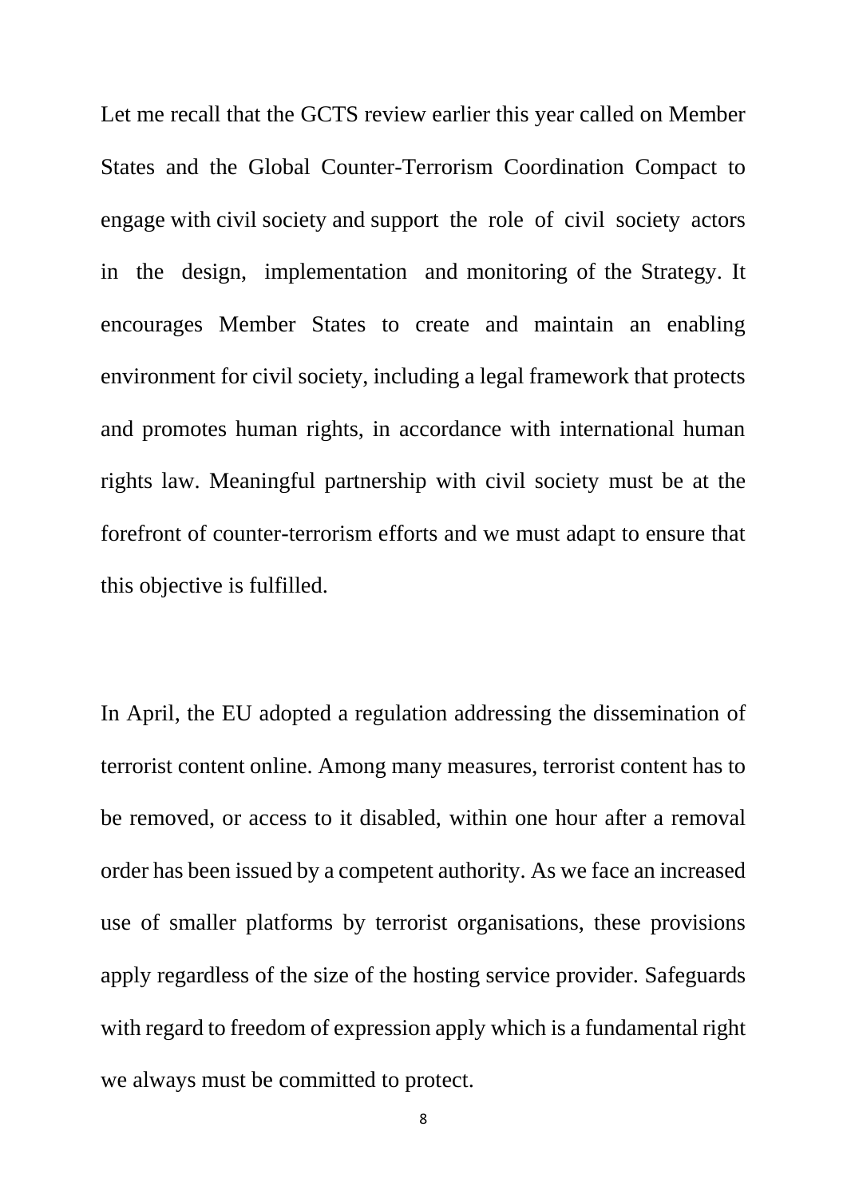Let me recall that the GCTS review earlier this year called on Member States and the Global Counter-Terrorism Coordination Compact to engage with civil society and support the role of civil society actors in the design, implementation and monitoring of the Strategy. It encourages Member States to create and maintain an enabling environment for civil society, including a legal framework that protects and promotes human rights, in accordance with international human rights law. Meaningful partnership with civil society must be at the forefront of counter-terrorism efforts and we must adapt to ensure that this objective is fulfilled.

In April, the EU adopted a regulation addressing the dissemination of terrorist content online. Among many measures, terrorist content has to be removed, or access to it disabled, within one hour after a removal order has been issued by a competent authority. As we face an increased use of smaller platforms by terrorist organisations, these provisions apply regardless of the size of the hosting service provider. Safeguards with regard to freedom of expression apply which is a fundamental right we always must be committed to protect.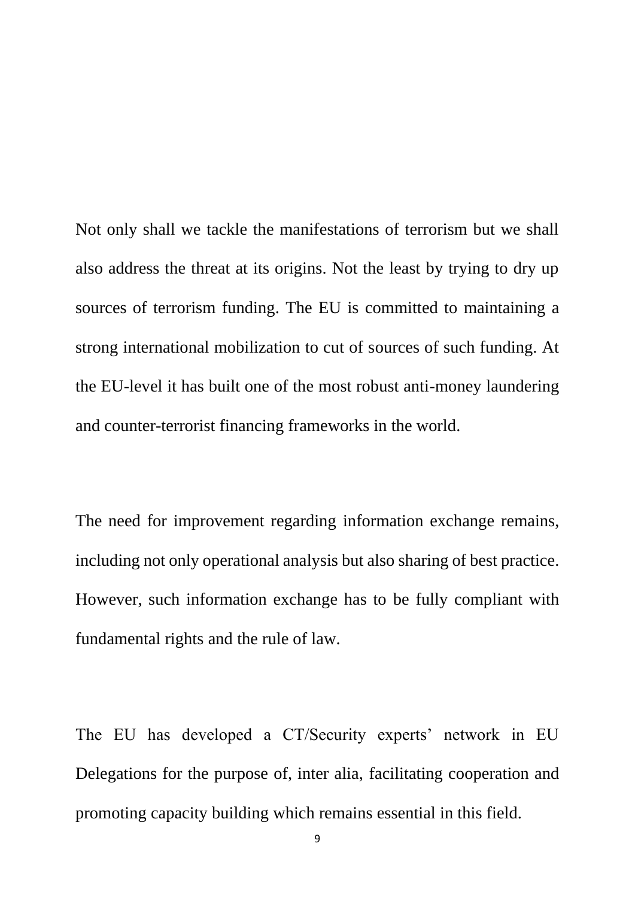Not only shall we tackle the manifestations of terrorism but we shall also address the threat at its origins. Not the least by trying to dry up sources of terrorism funding. The EU is committed to maintaining a strong international mobilization to cut of sources of such funding. At the EU-level it has built one of the most robust anti-money laundering and counter-terrorist financing frameworks in the world.

The need for improvement regarding information exchange remains, including not only operational analysis but also sharing of best practice. However, such information exchange has to be fully compliant with fundamental rights and the rule of law.

The EU has developed a CT/Security experts' network in EU Delegations for the purpose of, inter alia, facilitating cooperation and promoting capacity building which remains essential in this field.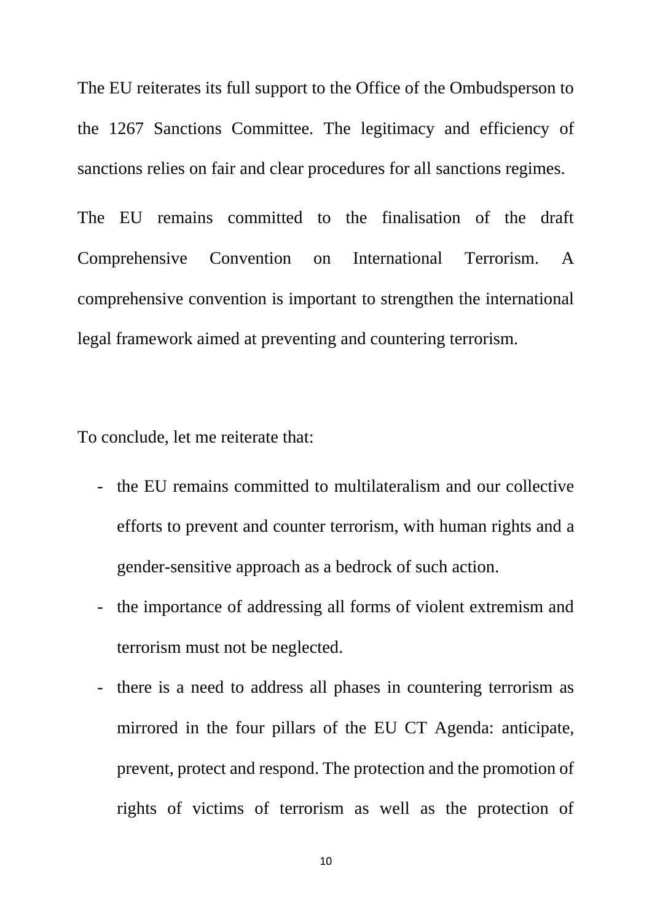The EU reiterates its full support to the Office of the Ombudsperson to the 1267 Sanctions Committee. The legitimacy and efficiency of sanctions relies on fair and clear procedures for all sanctions regimes.

The EU remains committed to the finalisation of the draft Comprehensive Convention on International Terrorism. A comprehensive convention is important to strengthen the international legal framework aimed at preventing and countering terrorism.

To conclude, let me reiterate that:

- the EU remains committed to multilateralism and our collective efforts to prevent and counter terrorism, with human rights and a gender-sensitive approach as a bedrock of such action.
- the importance of addressing all forms of violent extremism and terrorism must not be neglected.
- there is a need to address all phases in countering terrorism as mirrored in the four pillars of the EU CT Agenda: anticipate, prevent, protect and respond. The protection and the promotion of rights of victims of terrorism as well as the protection of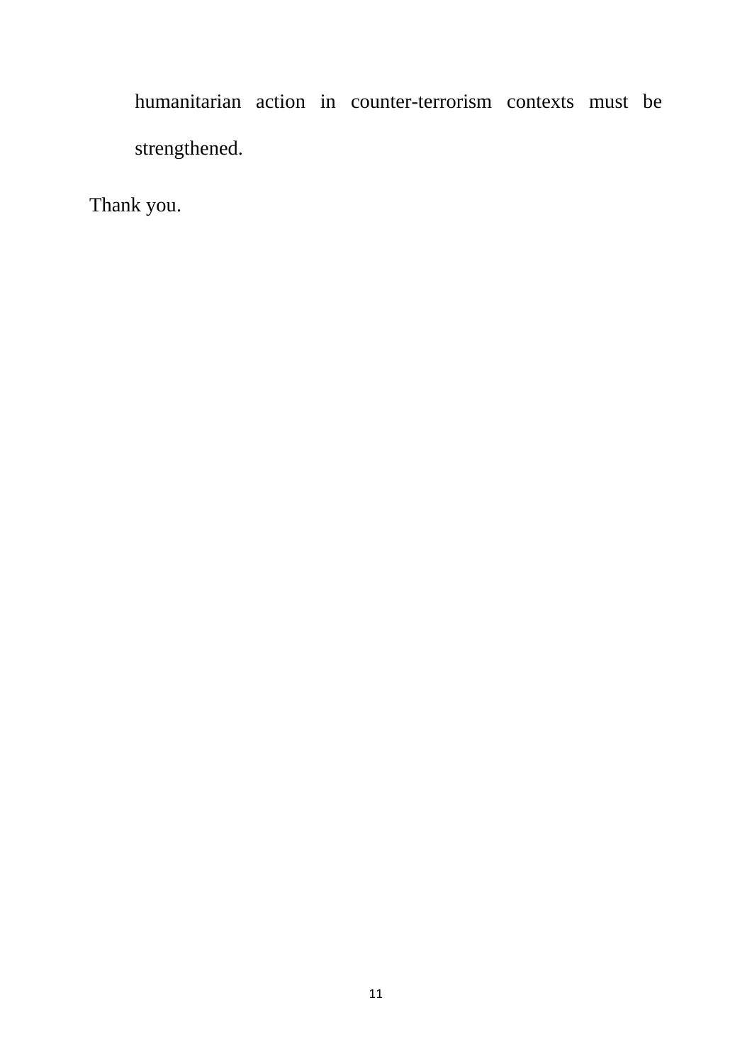humanitarian action in counter-terrorism contexts must be strengthened.

Thank you.